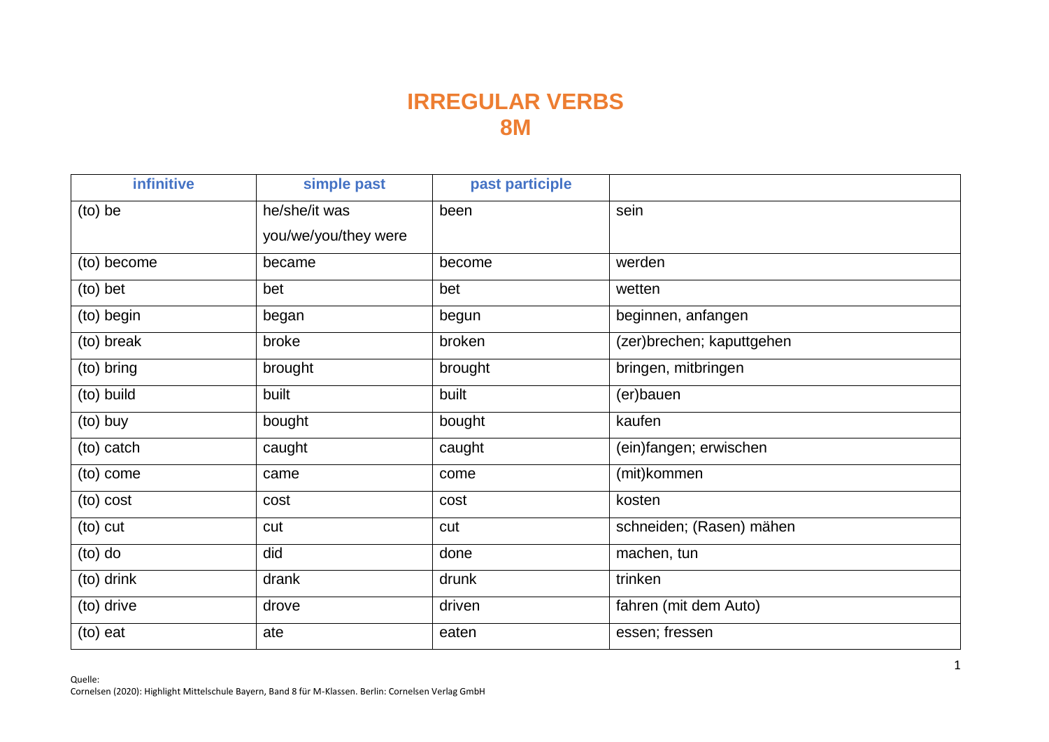# IRREGULAR VERBS
# 8M

| infinitive | simple past | past participle | |
|---|---|---|---|
| (to) be | he/she/it was<br>you/we/you/they were | been | sein |
| (to) become | became | become | werden |
| (to) bet | bet | bet | wetten |
| (to) begin | began | begun | beginnen, anfangen |
| (to) break | broke | broken | (zer)brechen; kaputtgehen |
| (to) bring | brought | brought | bringen, mitbringen |
| (to) build | built | built | (er)bauen |
| (to) buy | bought | bought | kaufen |
| (to) catch | caught | caught | (ein)fangen; erwischen |
| (to) come | came | come | (mit)kommen |
| (to) cost | cost | cost | kosten |
| (to) cut | cut | cut | schneiden; (Rasen) mähen |
| (to) do | did | done | machen, tun |
| (to) drink | drank | drunk | trinken |
| (to) drive | drove | driven | fahren (mit dem Auto) |
| (to) eat | ate | eaten | essen; fressen |

Quelle:
Cornelsen (2020): Highlight Mittelschule Bayern, Band 8 für M-Klassen. Berlin: Cornelsen Verlag GmbH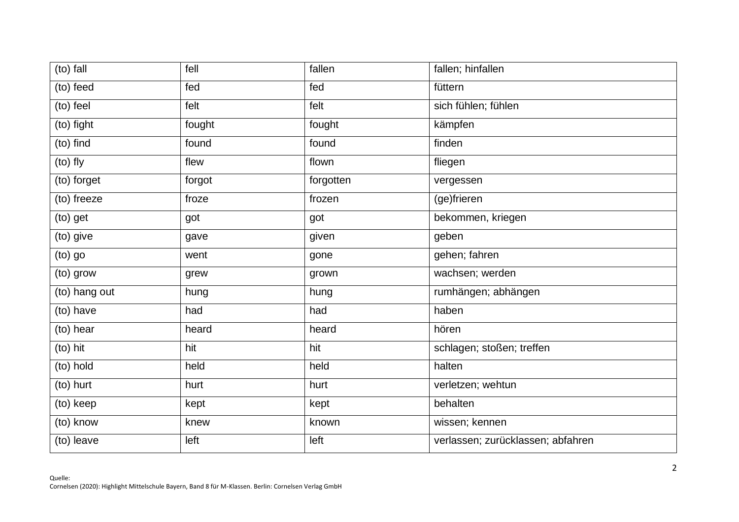| (to) fall | fell | fallen | fallen; hinfallen |
|---|---|---|---|
| (to) feed | fed | fed | füttern |
| (to) feel | felt | felt | sich fühlen; fühlen |
| (to) fight | fought | fought | kämpfen |
| (to) find | found | found | finden |
| (to) fly | flew | flown | fliegen |
| (to) forget | forgot | forgotten | vergessen |
| (to) freeze | froze | frozen | (ge)frieren |
| (to) get | got | got | bekommen, kriegen |
| (to) give | gave | given | geben |
| (to) go | went | gone | gehen; fahren |
| (to) grow | grew | grown | wachsen; werden |
| (to) hang out | hung | hung | rumhängen; abhängen |
| (to) have | had | had | haben |
| (to) hear | heard | heard | hören |
| (to) hit | hit | hit | schlagen; stoßen; treffen |
| (to) hold | held | held | halten |
| (to) hurt | hurt | hurt | verletzen; wehtun |
| (to) keep | kept | kept | behalten |
| (to) know | knew | known | wissen; kennen |
| (to) leave | left | left | verlassen; zurücklassen; abfahren |

Quelle:
Cornelsen (2020): Highlight Mittelschule Bayern, Band 8 für M-Klassen. Berlin: Cornelsen Verlag GmbH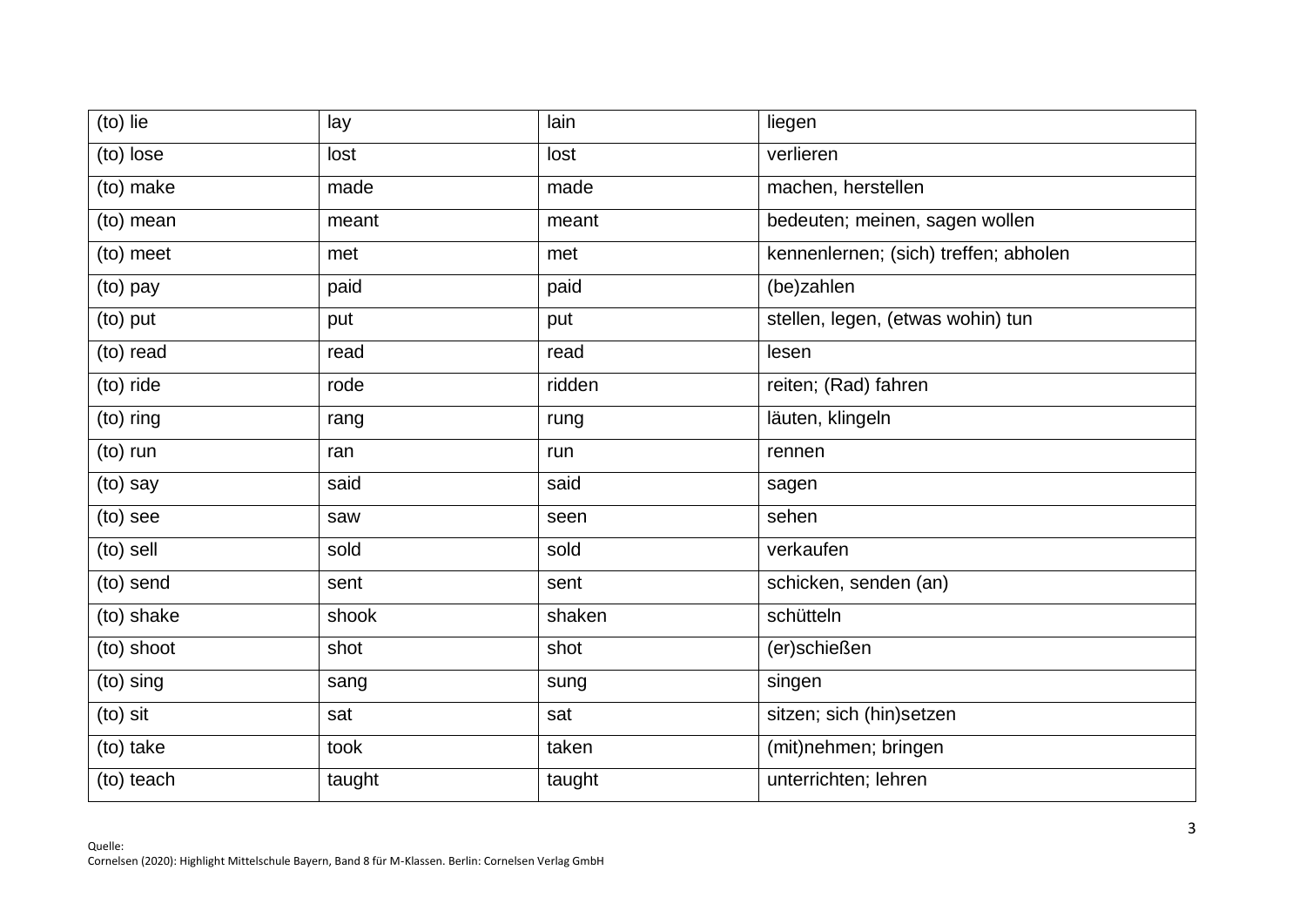| (to) lie | lay | lain | liegen |
|---|---|---|---|
| (to) lose | lost | lost | verlieren |
| (to) make | made | made | machen, herstellen |
| (to) mean | meant | meant | bedeuten; meinen, sagen wollen |
| (to) meet | met | met | kennenlernen; (sich) treffen; abholen |
| (to) pay | paid | paid | (be)zahlen |
| (to) put | put | put | stellen, legen, (etwas wohin) tun |
| (to) read | read | read | lesen |
| (to) ride | rode | ridden | reiten; (Rad) fahren |
| (to) ring | rang | rung | läuten, klingeln |
| (to) run | ran | run | rennen |
| (to) say | said | said | sagen |
| (to) see | saw | seen | sehen |
| (to) sell | sold | sold | verkaufen |
| (to) send | sent | sent | schicken, senden (an) |
| (to) shake | shook | shaken | schütteln |
| (to) shoot | shot | shot | (er)schießen |
| (to) sing | sang | sung | singen |
| (to) sit | sat | sat | sitzen; sich (hin)setzen |
| (to) take | took | taken | (mit)nehmen; bringen |
| (to) teach | taught | taught | unterrichten; lehren |

Quelle:
Cornelsen (2020): Highlight Mittelschule Bayern, Band 8 für M-Klassen. Berlin: Cornelsen Verlag GmbH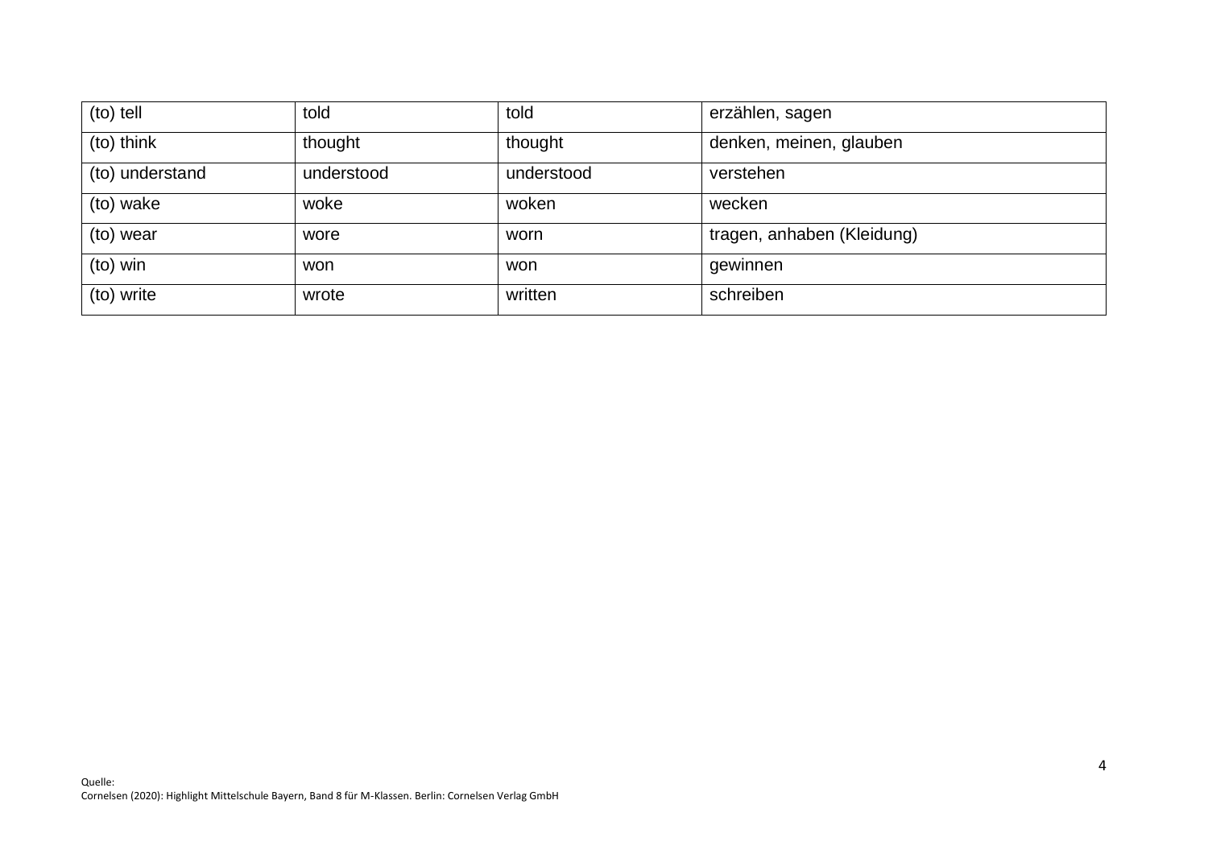| | | | |
|---|---|---|---|
| (to) tell | told | told | erzählen, sagen |
| (to) think | thought | thought | denken, meinen, glauben |
| (to) understand | understood | understood | verstehen |
| (to) wake | woke | woken | wecken |
| (to) wear | wore | worn | tragen, anhaben (Kleidung) |
| (to) win | won | won | gewinnen |
| (to) write | wrote | written | schreiben |

Quelle:
Cornelsen (2020): Highlight Mittelschule Bayern, Band 8 für M-Klassen. Berlin: Cornelsen Verlag GmbH